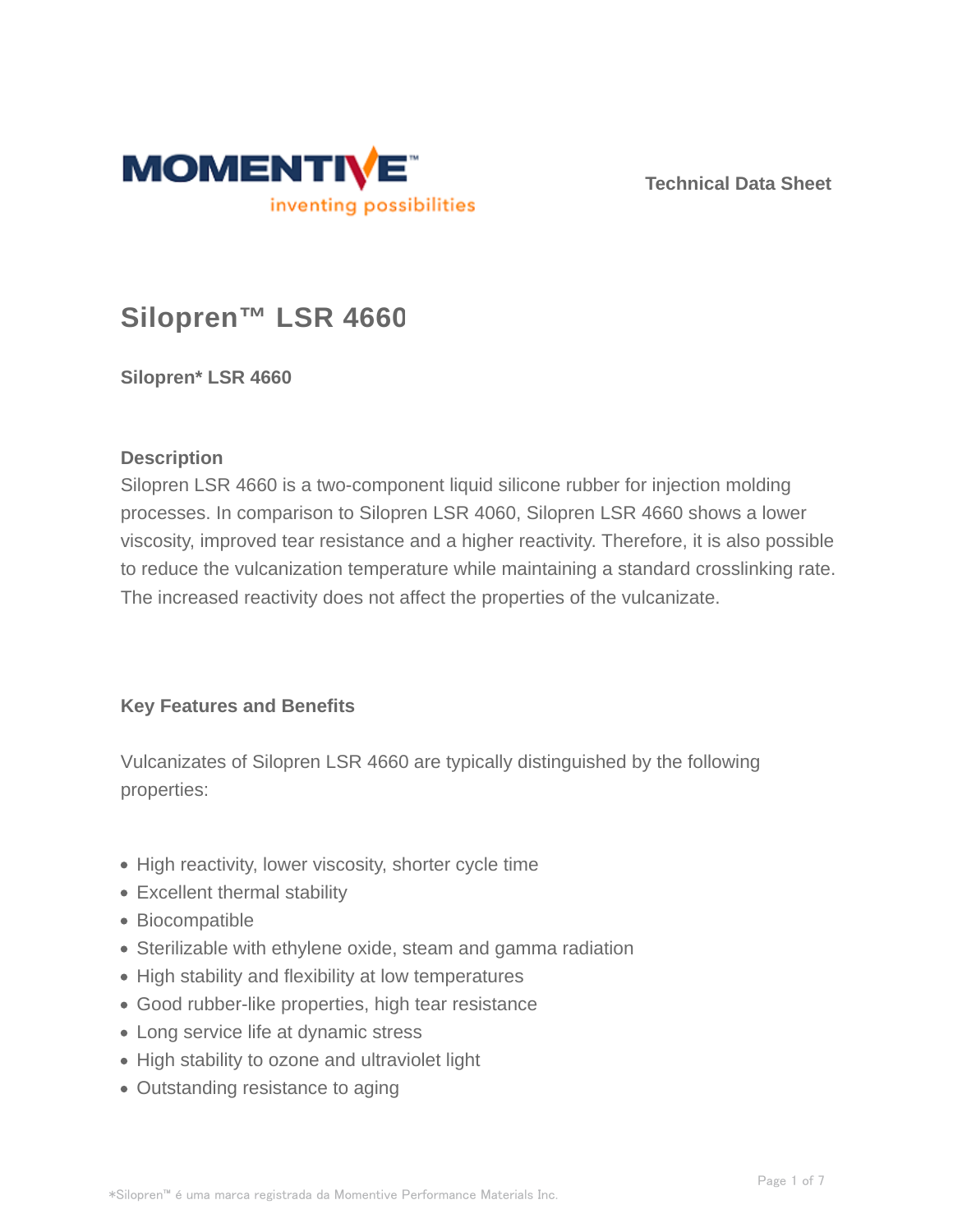Technical Data Sheet

# Silopren™ LSR 4660

**Silopren* LSR 4660**

## Description

Silopren LSR 4660 is a two-component liquid silicone rubber for injection molding processes. In comparison to Silopren LSR 4060, Silopren LSR 4660 shows a lower viscosity, improved tear resistance and a higher reactivity. Therefore, it is also possible to reduce the vulcanization temperature while maintaining a standard crosslinking rate. The increased reactivity does not affect the properties of the vulcanizate.

## Key Features and Benefits

Vulcanizates of Silopren LSR 4660 are typically distinguished by the following properties:

- High reactivity, lower viscosity, shorter cycle time
- Excellent thermal stability
- Biocompatible
- Sterilizable with ethylene oxide, steam and gamma radiation
- High stability and flexibility at low temperatures
- Good rubber-like properties, high tear resistance
- Long service life at dynamic stress
- High stability to ozone and ultraviolet light
- Outstanding resistance to aging

*Silopren™ é uma marca registrada da Momentive Performance Materials Inc.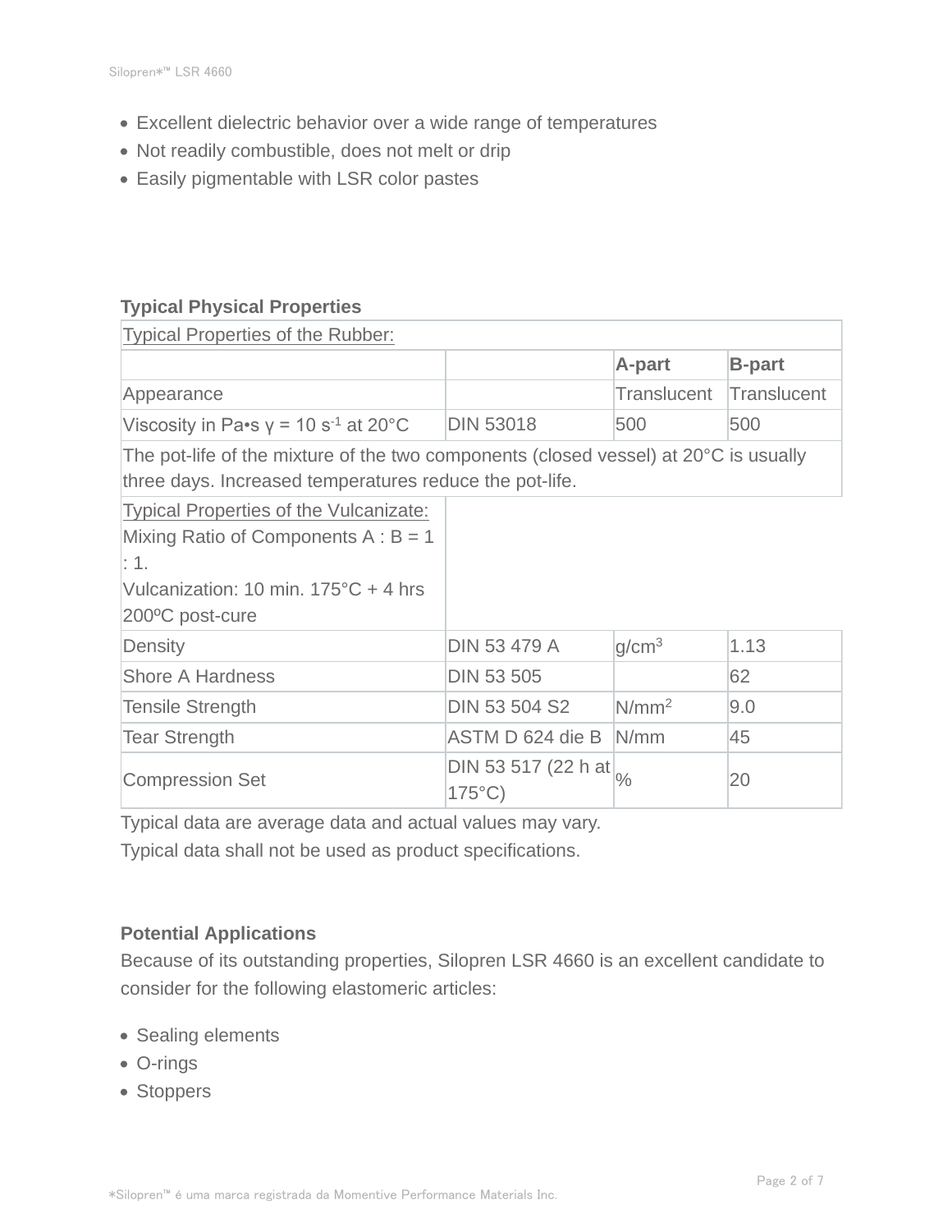- Excellent dielectric behavior over a wide range of temperatures
- Not readily combustible, does not melt or drip
- Easily pigmentable with LSR color pastes

**Typical Physical Properties**

| Typical Properties of the Rubber: | | | |
|---|---|---|---|
| | | **A-part** | **B-part** |
| Appearance | | Translucent | Translucent |
| Viscosity in Pa•s $\gamma = 10\ s^{-1}$ at 20°C | DIN 53018 | 500 | 500 |
| The pot-life of the mixture of the two components (closed vessel) at 20°C is usually three days. Increased temperatures reduce the pot-life. | | | |
| Typical Properties of the Vulcanizate: Mixing Ratio of Components A : B = 1 : 1. Vulcanization: 10 min. 175°C + 4 hrs 200ºC post-cure | | | |
| Density | DIN 53 479 A | $g/cm^3$ | 1.13 |
| Shore A Hardness | DIN 53 505 | | 62 |
| Tensile Strength | DIN 53 504 S2 | $N/mm^2$ | 9.0 |
| Tear Strength | ASTM D 624 die B | N/mm | 45 |
| Compression Set | DIN 53 517 (22 h at 175°C) | % | 20 |

Typical data are average data and actual values may vary.
Typical data shall not be used as product specifications.

**Potential Applications**

Because of its outstanding properties, Silopren LSR 4660 is an excellent candidate to consider for the following elastomeric articles:

- Sealing elements
- O-rings
- Stoppers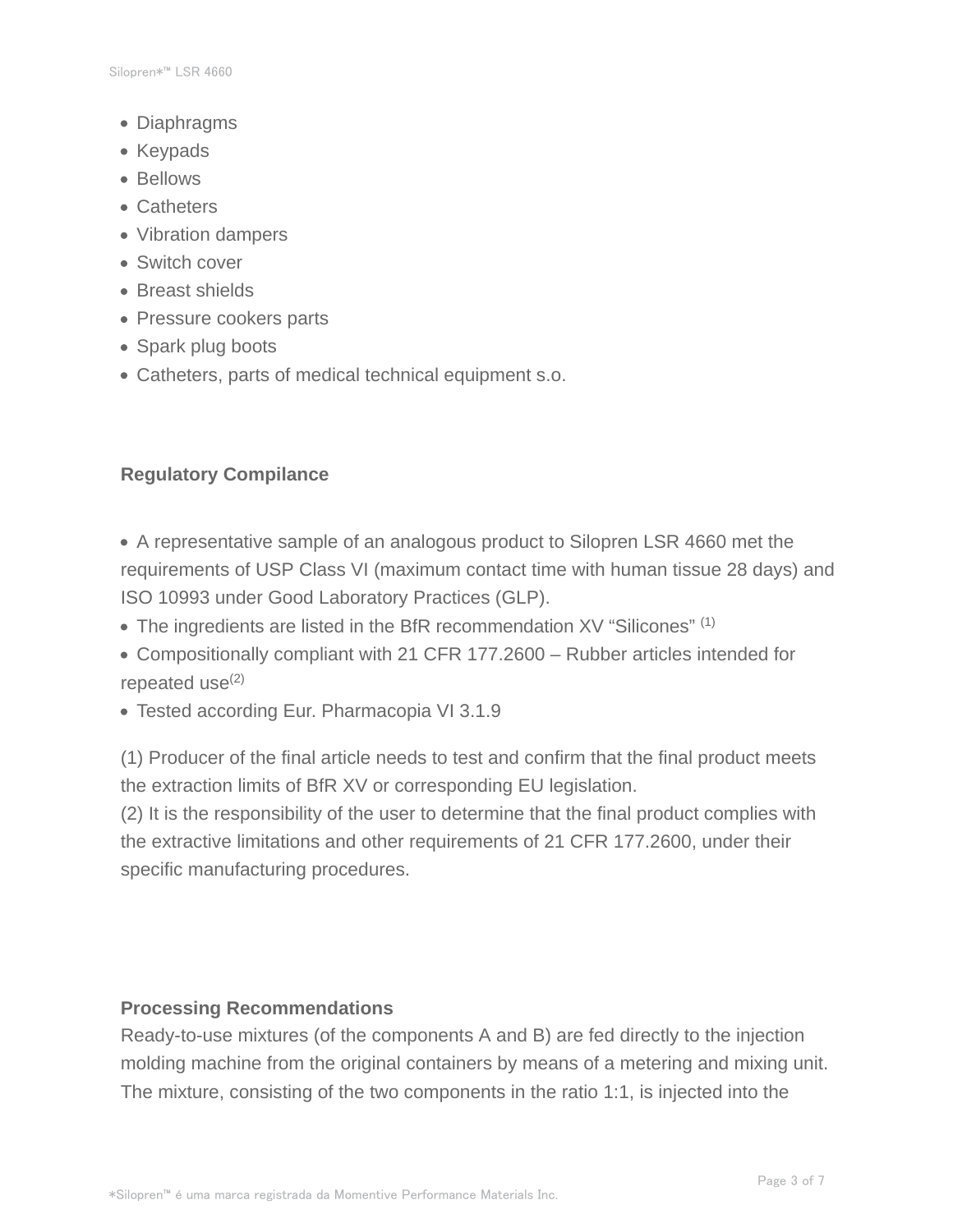- Diaphragms
- Keypads
- Bellows
- Catheters
- Vibration dampers
- Switch cover
- Breast shields
- Pressure cookers parts
- Spark plug boots
- Catheters, parts of medical technical equipment s.o.

## Regulatory Compilance

- A representative sample of an analogous product to Silopren LSR 4660 met the requirements of USP Class VI (maximum contact time with human tissue 28 days) and ISO 10993 under Good Laboratory Practices (GLP).
- The ingredients are listed in the BfR recommendation XV "Silicones" (1)
- Compositionally compliant with 21 CFR 177.2600 – Rubber articles intended for repeated use(2)
- Tested according Eur. Pharmacopia VI 3.1.9

(1) Producer of the final article needs to test and confirm that the final product meets the extraction limits of BfR XV or corresponding EU legislation.
(2) It is the responsibility of the user to determine that the final product complies with the extractive limitations and other requirements of 21 CFR 177.2600, under their specific manufacturing procedures.

## Processing Recommendations

Ready-to-use mixtures (of the components A and B) are fed directly to the injection molding machine from the original containers by means of a metering and mixing unit. The mixture, consisting of the two components in the ratio 1:1, is injected into the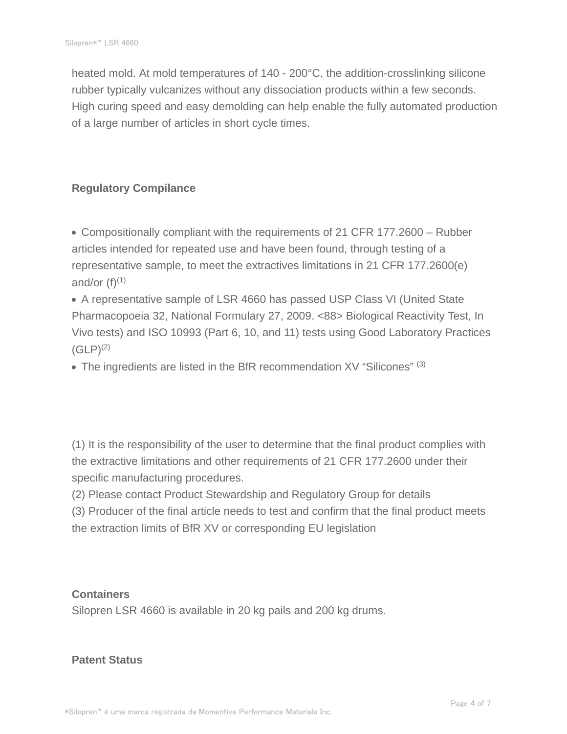heated mold. At mold temperatures of 140 - 200°C, the addition-crosslinking silicone rubber typically vulcanizes without any dissociation products within a few seconds. High curing speed and easy demolding can help enable the fully automated production of a large number of articles in short cycle times.

## Regulatory Compilance

- Compositionally compliant with the requirements of 21 CFR 177.2600 – Rubber articles intended for repeated use and have been found, through testing of a representative sample, to meet the extractives limitations in 21 CFR 177.2600(e) and/or (f)[1]
- A representative sample of LSR 4660 has passed USP Class VI (United State Pharmacopoeia 32, National Formulary 27, 2009. <88> Biological Reactivity Test, In Vivo tests) and ISO 10993 (Part 6, 10, and 11) tests using Good Laboratory Practices (GLP)[2]
- The ingredients are listed in the BfR recommendation XV “Silicones” [3]

(1) It is the responsibility of the user to determine that the final product complies with the extractive limitations and other requirements of 21 CFR 177.2600 under their specific manufacturing procedures.
(2) Please contact Product Stewardship and Regulatory Group for details
(3) Producer of the final article needs to test and confirm that the final product meets the extraction limits of BfR XV or corresponding EU legislation

## Containers

Silopren LSR 4660 is available in 20 kg pails and 200 kg drums.

## Patent Status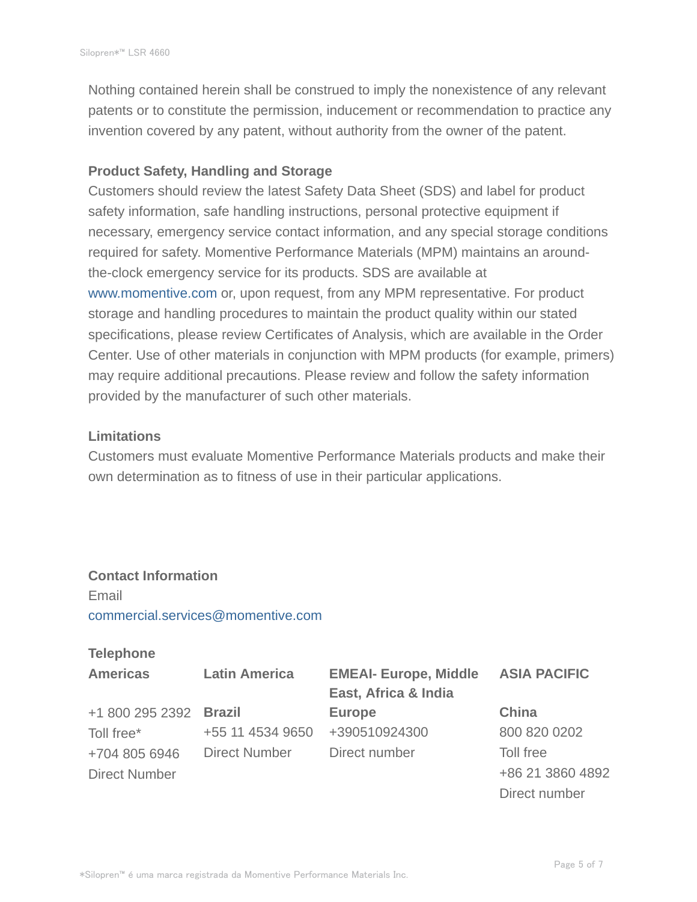Nothing contained herein shall be construed to imply the nonexistence of any relevant patents or to constitute the permission, inducement or recommendation to practice any invention covered by any patent, without authority from the owner of the patent.

**Product Safety, Handling and Storage**

Customers should review the latest Safety Data Sheet (SDS) and label for product safety information, safe handling instructions, personal protective equipment if necessary, emergency service contact information, and any special storage conditions required for safety. Momentive Performance Materials (MPM) maintains an around-the-clock emergency service for its products. SDS are available at www.momentive.com or, upon request, from any MPM representative. For product storage and handling procedures to maintain the product quality within our stated specifications, please review Certificates of Analysis, which are available in the Order Center. Use of other materials in conjunction with MPM products (for example, primers) may require additional precautions. Please review and follow the safety information provided by the manufacturer of such other materials.

**Limitations**

Customers must evaluate Momentive Performance Materials products and make their own determination as to fitness of use in their particular applications.

**Contact Information**

Email

commercial.services@momentive.com

**Telephone**

| **Americas** | **Latin America** | **EMEAI- Europe, Middle East, Africa & India** | **ASIA PACIFIC** |
|---|---|---|---|
| +1 800 295 2392 | **Brazil** | **Europe** | **China** |
| Toll free* | +55 11 4534 9650 | +390510924300 | 800 820 0202 |
| +704 805 6946 | Direct Number | Direct number | Toll free |
| Direct Number | | | +86 21 3860 4892 |
| | | | Direct number |

*Silopren™ é uma marca registrada da Momentive Performance Materials Inc.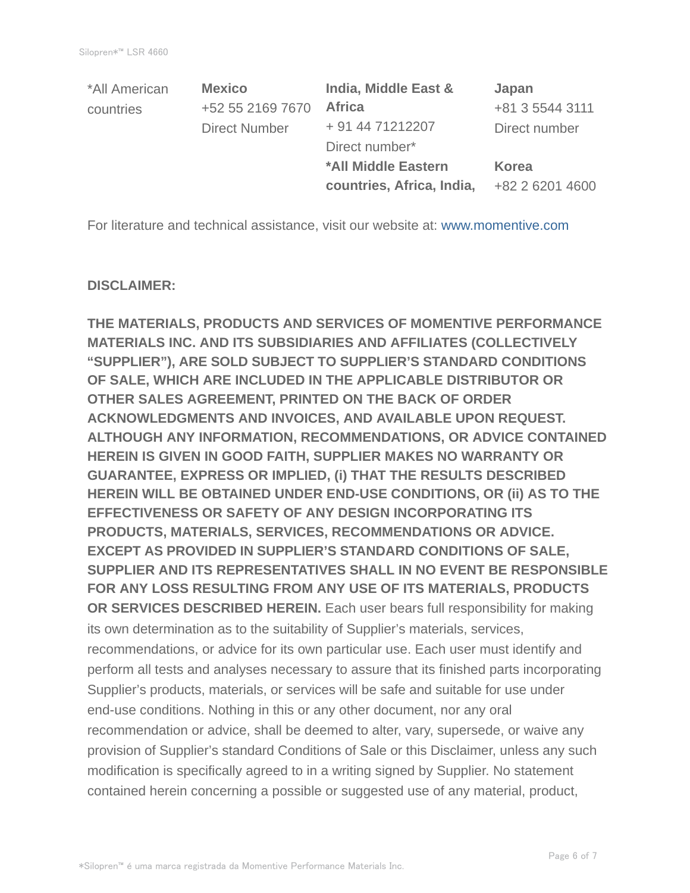| *All American countries | **Mexico** | **India, Middle East & Africa** | **Japan** |
| --- | --- | --- | --- |
| | +52 55 2169 7670 | + 91 44 71212207 | +81 3 5544 3111 |
| | Direct Number | Direct number* | Direct number |
| | | ***All Middle Eastern countries, Africa, India,** | **Korea** |
| | | | +82 2 6201 4600 |

For literature and technical assistance, visit our website at: www.momentive.com

**DISCLAIMER:**

**THE MATERIALS, PRODUCTS AND SERVICES OF MOMENTIVE PERFORMANCE MATERIALS INC. AND ITS SUBSIDIARIES AND AFFILIATES (COLLECTIVELY "SUPPLIER"), ARE SOLD SUBJECT TO SUPPLIER'S STANDARD CONDITIONS OF SALE, WHICH ARE INCLUDED IN THE APPLICABLE DISTRIBUTOR OR OTHER SALES AGREEMENT, PRINTED ON THE BACK OF ORDER ACKNOWLEDGMENTS AND INVOICES, AND AVAILABLE UPON REQUEST. ALTHOUGH ANY INFORMATION, RECOMMENDATIONS, OR ADVICE CONTAINED HEREIN IS GIVEN IN GOOD FAITH, SUPPLIER MAKES NO WARRANTY OR GUARANTEE, EXPRESS OR IMPLIED, (i) THAT THE RESULTS DESCRIBED HEREIN WILL BE OBTAINED UNDER END-USE CONDITIONS, OR (ii) AS TO THE EFFECTIVENESS OR SAFETY OF ANY DESIGN INCORPORATING ITS PRODUCTS, MATERIALS, SERVICES, RECOMMENDATIONS OR ADVICE. EXCEPT AS PROVIDED IN SUPPLIER'S STANDARD CONDITIONS OF SALE, SUPPLIER AND ITS REPRESENTATIVES SHALL IN NO EVENT BE RESPONSIBLE FOR ANY LOSS RESULTING FROM ANY USE OF ITS MATERIALS, PRODUCTS OR SERVICES DESCRIBED HEREIN.** Each user bears full responsibility for making its own determination as to the suitability of Supplier's materials, services, recommendations, or advice for its own particular use. Each user must identify and perform all tests and analyses necessary to assure that its finished parts incorporating Supplier's products, materials, or services will be safe and suitable for use under end-use conditions. Nothing in this or any other document, nor any oral recommendation or advice, shall be deemed to alter, vary, supersede, or waive any provision of Supplier's standard Conditions of Sale or this Disclaimer, unless any such modification is specifically agreed to in a writing signed by Supplier. No statement contained herein concerning a possible or suggested use of any material, product,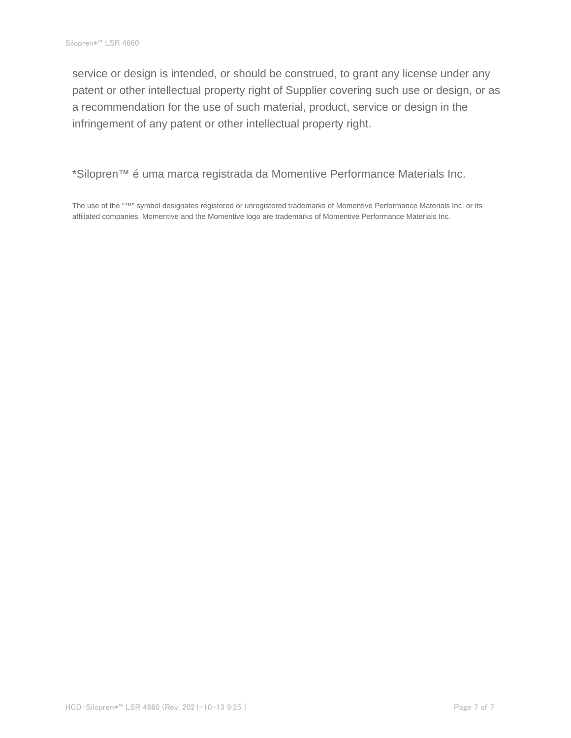service or design is intended, or should be construed, to grant any license under any patent or other intellectual property right of Supplier covering such use or design, or as a recommendation for the use of such material, product, service or design in the infringement of any patent or other intellectual property right.

*Silopren™ é uma marca registrada da Momentive Performance Materials Inc.

The use of the "™" symbol designates registered or unregistered trademarks of Momentive Performance Materials Inc. or its affiliated companies. Momentive and the Momentive logo are trademarks of Momentive Performance Materials Inc.